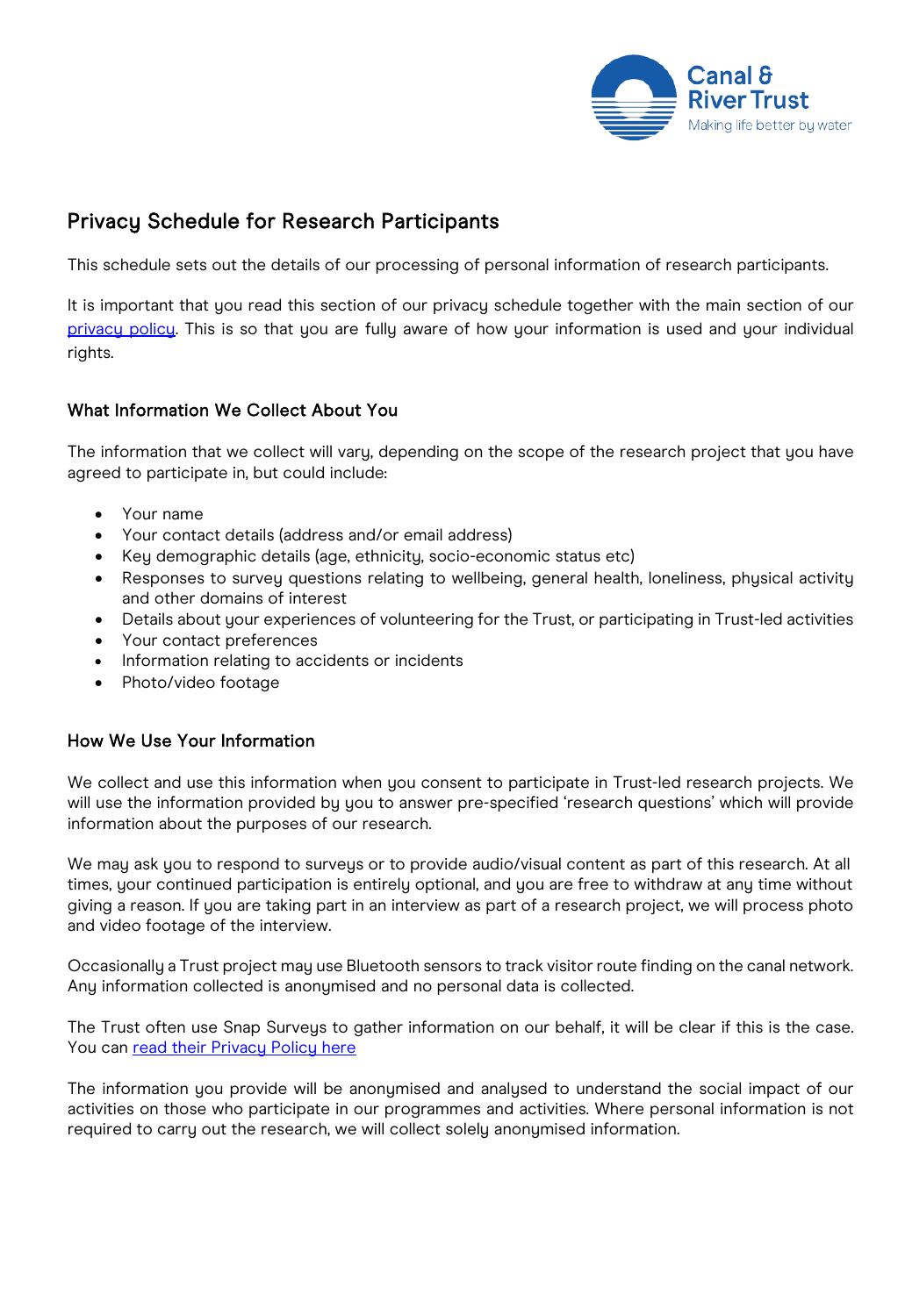## Privacy Schedule for Research Participants

This schedule sets out the details of our processing of personal information of research participants.

It is important that you read this section of our privacy schedule together with the main section of our privacy policy. This is so that you are fully aware of how your information is used and your individual rights.

### What Information We Collect About You

The information that we collect will vary, depending on the scope of the research project that you have agreed to participate in, but could include:

- Your name
- Your contact details (address and/or email address)
- Key demographic details (age, ethnicity, socio-economic status etc)
- Responses to survey questions relating to wellbeing, general health, loneliness, physical activity and other domains of interest
- Details about your experiences of volunteering for the Trust, or participating in Trust-led activities
- Your contact preferences
- Information relating to accidents or incidents
- Photo/video footage

### How We Use Your Information

We collect and use this information when you consent to participate in Trust-led research projects. We will use the information provided by you to answer pre-specified 'research questions' which will provide information about the purposes of our research.

We may ask you to respond to surveys or to provide audio/visual content as part of this research. At all times, your continued participation is entirely optional, and you are free to withdraw at any time without giving a reason. If you are taking part in an interview as part of a research project, we will process photo and video footage of the interview.

Occasionally a Trust project may use Bluetooth sensors to track visitor route finding on the canal network. Any information collected is anonymised and no personal data is collected.

The Trust often use Snap Surveys to gather information on our behalf, it will be clear if this is the case. You can read their Privacy Policy here

The information you provide will be anonymised and analysed to understand the social impact of our activities on those who participate in our programmes and activities. Where personal information is not required to carry out the research, we will collect solely anonymised information.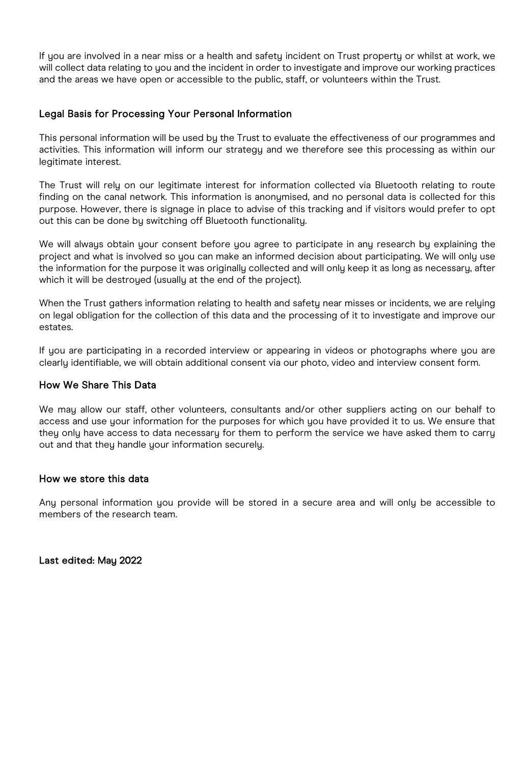If you are involved in a near miss or a health and safety incident on Trust property or whilst at work, we will collect data relating to you and the incident in order to investigate and improve our working practices and the areas we have open or accessible to the public, staff, or volunteers within the Trust.

## Legal Basis for Processing Your Personal Information

This personal information will be used by the Trust to evaluate the effectiveness of our programmes and activities. This information will inform our strategy and we therefore see this processing as within our legitimate interest.

The Trust will rely on our legitimate interest for information collected via Bluetooth relating to route finding on the canal network. This information is anonymised, and no personal data is collected for this purpose. However, there is signage in place to advise of this tracking and if visitors would prefer to opt out this can be done by switching off Bluetooth functionality.

We will always obtain your consent before you agree to participate in any research by explaining the project and what is involved so you can make an informed decision about participating. We will only use the information for the purpose it was originally collected and will only keep it as long as necessary, after which it will be destroyed (usually at the end of the project).

When the Trust gathers information relating to health and safety near misses or incidents, we are relying on legal obligation for the collection of this data and the processing of it to investigate and improve our estates.

If you are participating in a recorded interview or appearing in videos or photographs where you are clearly identifiable, we will obtain additional consent via our photo, video and interview consent form.

## How We Share This Data

We may allow our staff, other volunteers, consultants and/or other suppliers acting on our behalf to access and use your information for the purposes for which you have provided it to us. We ensure that they only have access to data necessary for them to perform the service we have asked them to carry out and that they handle your information securely.

## How we store this data

Any personal information you provide will be stored in a secure area and will only be accessible to members of the research team.

**Last edited: May 2022**